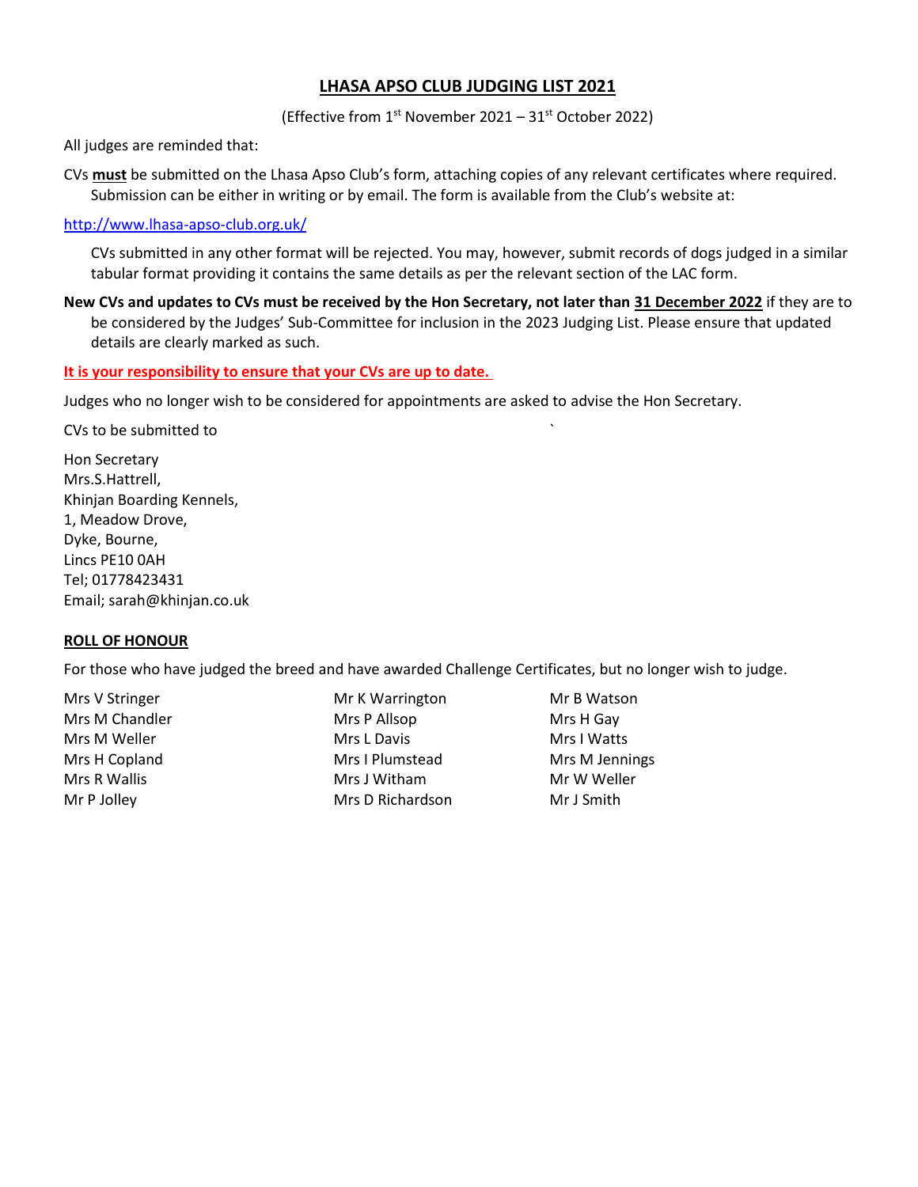# LHASA APSO CLUB JUDGING LIST 2021

(Effective from 1st November 2021 – 31st October 2022)

All judges are reminded that:

CVs **must** be submitted on the Lhasa Apso Club's form, attaching copies of any relevant certificates where required. Submission can be either in writing or by email. The form is available from the Club's website at:

http://www.lhasa-apso-club.org.uk/

CVs submitted in any other format will be rejected. You may, however, submit records of dogs judged in a similar tabular format providing it contains the same details as per the relevant section of the LAC form.

**New CVs and updates to CVs must be received by the Hon Secretary, not later than 31 December 2022** if they are to be considered by the Judges' Sub-Committee for inclusion in the 2023 Judging List. Please ensure that updated details are clearly marked as such.

**It is your responsibility to ensure that your CVs are up to date.**

Judges who no longer wish to be considered for appointments are asked to advise the Hon Secretary.

CVs to be submitted to

Hon Secretary  
Mrs.S.Hattrell,  
Khinjan Boarding Kennels,  
1, Meadow Drove,  
Dyke, Bourne,  
Lincs PE10 0AH  
Tel; 01778423431  
Email; sarah@khinjan.co.uk

## ROLL OF HONOUR

For those who have judged the breed and have awarded Challenge Certificates, but no longer wish to judge.

| | | |
|---|---|---|
| Mrs V Stringer | Mr K Warrington | Mr B Watson |
| Mrs M Chandler | Mrs P Allsop | Mrs H Gay |
| Mrs M Weller | Mrs L Davis | Mrs I Watts |
| Mrs H Copland | Mrs I Plumstead | Mrs M Jennings |
| Mrs R Wallis | Mrs J Witham | Mr W Weller |
| Mr P Jolley | Mrs D Richardson | Mr J Smith |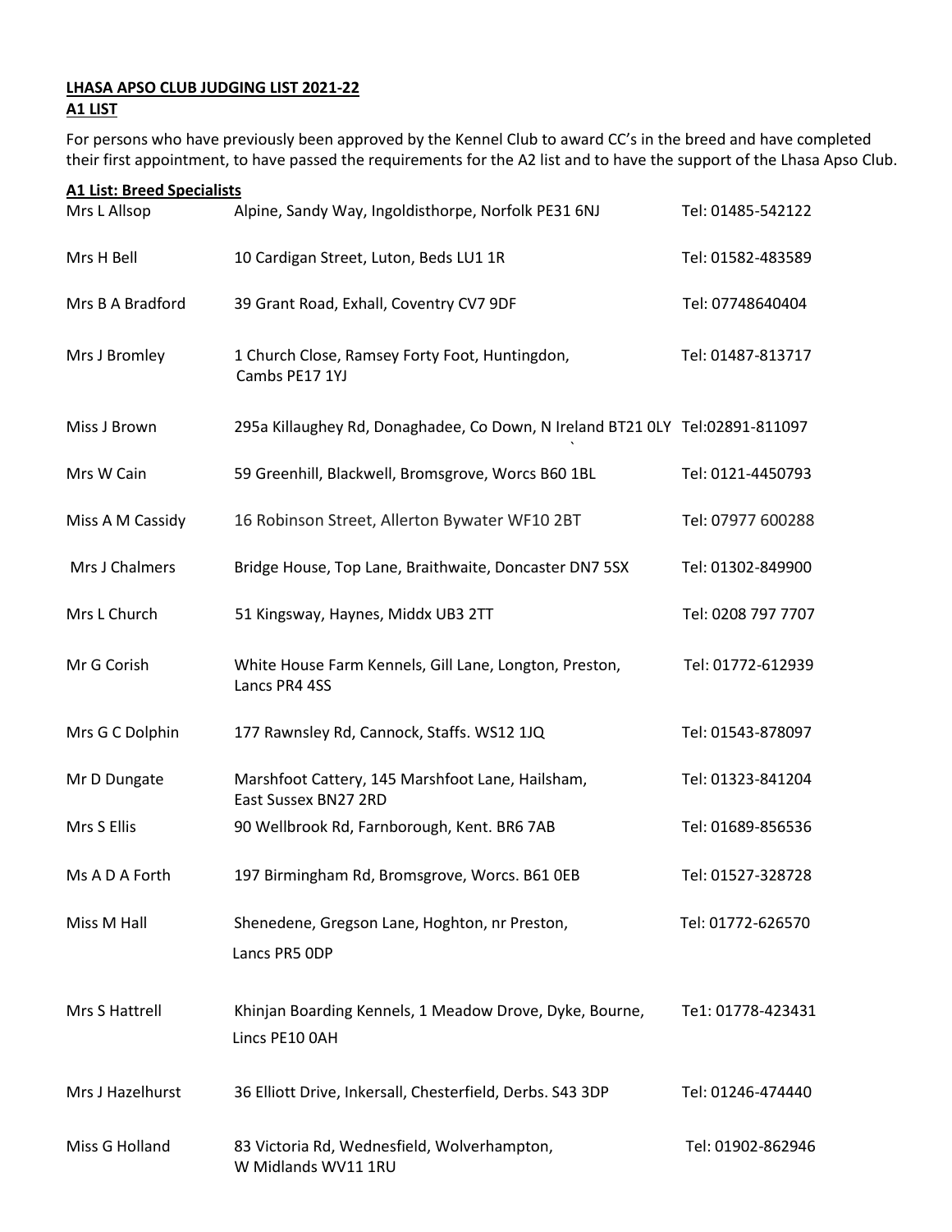**LHASA APSO CLUB JUDGING LIST 2021-22**
**A1 LIST**

For persons who have previously been approved by the Kennel Club to award CC's in the breed and have completed their first appointment, to have passed the requirements for the A2 list and to have the support of the Lhasa Apso Club.

**A1 List: Breed Specialists**

| | | |
|---|---|---|
| Mrs L Allsop | Alpine, Sandy Way, Ingoldisthorpe, Norfolk PE31 6NJ | Tel: 01485-542122 |
| Mrs H Bell | 10 Cardigan Street, Luton, Beds LU1 1R | Tel: 01582-483589 |
| Mrs B A Bradford | 39 Grant Road, Exhall, Coventry CV7 9DF | Tel: 07748640404 |
| Mrs J Bromley | 1 Church Close, Ramsey Forty Foot, Huntingdon, Cambs PE17 1YJ | Tel: 01487-813717 |
| Miss J Brown | 295a Killaughey Rd, Donaghadee, Co Down, N Ireland BT21 0LY | Tel:02891-811097 |
| Mrs W Cain | 59 Greenhill, Blackwell, Bromsgrove, Worcs B60 1BL | Tel: 0121-4450793 |
| Miss A M Cassidy | 16 Robinson Street, Allerton Bywater WF10 2BT | Tel: 07977 600288 |
| Mrs J Chalmers | Bridge House, Top Lane, Braithwaite, Doncaster DN7 5SX | Tel: 01302-849900 |
| Mrs L Church | 51 Kingsway, Haynes, Middx UB3 2TT | Tel: 0208 797 7707 |
| Mr G Corish | White House Farm Kennels, Gill Lane, Longton, Preston, Lancs PR4 4SS | Tel: 01772-612939 |
| Mrs G C Dolphin | 177 Rawnsley Rd, Cannock, Staffs. WS12 1JQ | Tel: 01543-878097 |
| Mr D Dungate | Marshfoot Cattery, 145 Marshfoot Lane, Hailsham, East Sussex BN27 2RD | Tel: 01323-841204 |
| Mrs S Ellis | 90 Wellbrook Rd, Farnborough, Kent. BR6 7AB | Tel: 01689-856536 |
| Ms A D A Forth | 197 Birmingham Rd, Bromsgrove, Worcs. B61 0EB | Tel: 01527-328728 |
| Miss M Hall | Shenedene, Gregson Lane, Hoghton, nr Preston, Lancs PR5 0DP | Tel: 01772-626570 |
| Mrs S Hattrell | Khinjan Boarding Kennels, 1 Meadow Drove, Dyke, Bourne, Lincs PE10 0AH | Te1: 01778-423431 |
| Mrs J Hazelhurst | 36 Elliott Drive, Inkersall, Chesterfield, Derbs. S43 3DP | Tel: 01246-474440 |
| Miss G Holland | 83 Victoria Rd, Wednesfield, Wolverhampton, W Midlands WV11 1RU | Tel: 01902-862946 |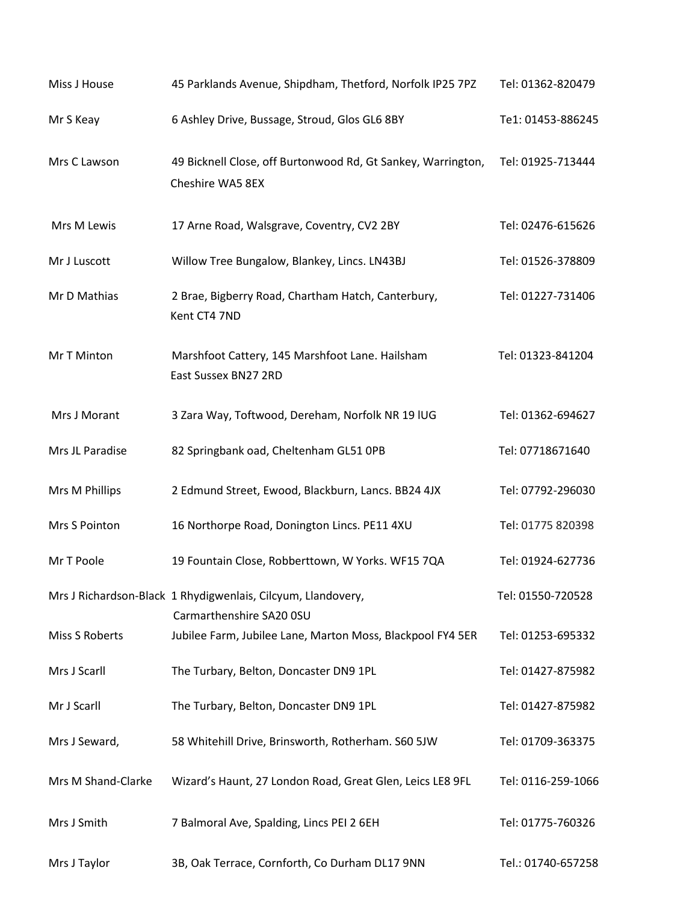| | | |
|---|---|---|
| Miss J House | 45 Parklands Avenue, Shipdham, Thetford, Norfolk IP25 7PZ | Tel: 01362-820479 |
| Mr S Keay | 6 Ashley Drive, Bussage, Stroud, Glos GL6 8BY | Te1: 01453-886245 |
| Mrs C Lawson | 49 Bicknell Close, off Burtonwood Rd, Gt Sankey, Warrington, Cheshire WA5 8EX | Tel: 01925-713444 |
| Mrs M Lewis | 17 Arne Road, Walsgrave, Coventry, CV2 2BY | Tel: 02476-615626 |
| Mr J Luscott | Willow Tree Bungalow, Blankey, Lincs. LN43BJ | Tel: 01526-378809 |
| Mr D Mathias | 2 Brae, Bigberry Road, Chartham Hatch, Canterbury, Kent CT4 7ND | Tel: 01227-731406 |
| Mr T Minton | Marshfoot Cattery, 145 Marshfoot Lane. Hailsham East Sussex BN27 2RD | Tel: 01323-841204 |
| Mrs J Morant | 3 Zara Way, Toftwood, Dereham, Norfolk NR 19 lUG | Tel: 01362-694627 |
| Mrs JL Paradise | 82 Springbank oad, Cheltenham GL51 0PB | Tel: 07718671640 |
| Mrs M Phillips | 2 Edmund Street, Ewood, Blackburn, Lancs. BB24 4JX | Tel: 07792-296030 |
| Mrs S Pointon | 16 Northorpe Road, Donington Lincs. PE11 4XU | Tel: 01775 820398 |
| Mr T Poole | 19 Fountain Close, Robberttown, W Yorks. WF15 7QA | Tel: 01924-627736 |
| Mrs J Richardson-Black | 1 Rhydigwenlais, Cilcyum, Llandovery, Carmarthenshire SA20 0SU | Tel: 01550-720528 |
| Miss S Roberts | Jubilee Farm, Jubilee Lane, Marton Moss, Blackpool FY4 5ER | Tel: 01253-695332 |
| Mrs J Scarll | The Turbary, Belton, Doncaster DN9 1PL | Tel: 01427-875982 |
| Mr J Scarll | The Turbary, Belton, Doncaster DN9 1PL | Tel: 01427-875982 |
| Mrs J Seward, | 58 Whitehill Drive, Brinsworth, Rotherham. S60 5JW | Tel: 01709-363375 |
| Mrs M Shand-Clarke | Wizard's Haunt, 27 London Road, Great Glen, Leics LE8 9FL | Tel: 0116-259-1066 |
| Mrs J Smith | 7 Balmoral Ave, Spalding, Lincs PEI 2 6EH | Tel: 01775-760326 |
| Mrs J Taylor | 3B, Oak Terrace, Cornforth, Co Durham DL17 9NN | Tel.: 01740-657258 |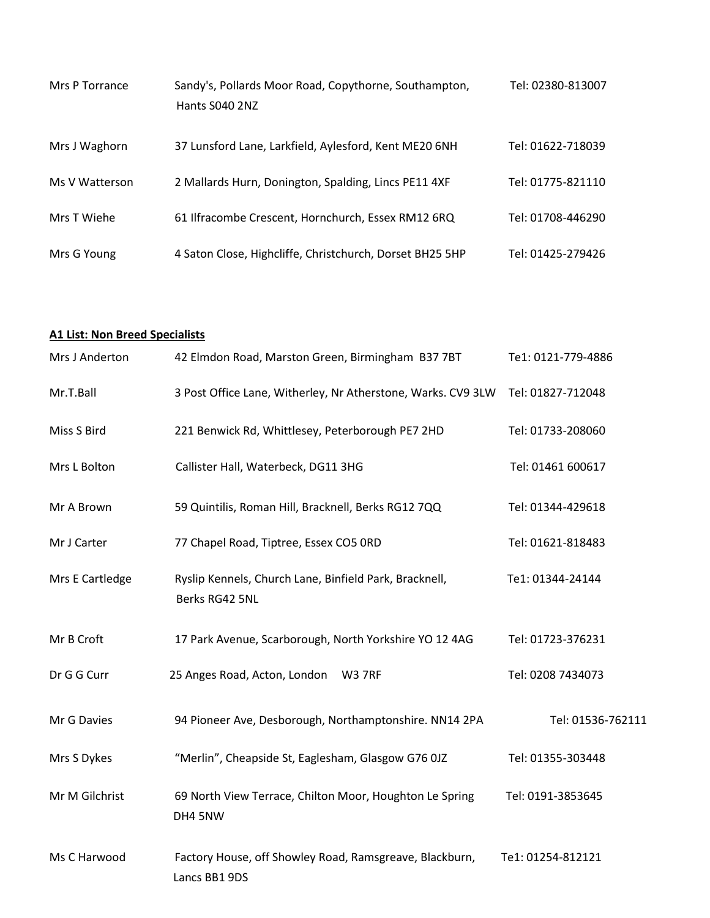| | | |
|---|---|---|
| Mrs P Torrance | Sandy's, Pollards Moor Road, Copythorne, Southampton, Hants S040 2NZ | Tel: 02380-813007 |
| Mrs J Waghorn | 37 Lunsford Lane, Larkfield, Aylesford, Kent ME20 6NH | Tel: 01622-718039 |
| Ms V Watterson | 2 Mallards Hurn, Donington, Spalding, Lincs PE11 4XF | Tel: 01775-821110 |
| Mrs T Wiehe | 61 Ilfracombe Crescent, Hornchurch, Essex RM12 6RQ | Tel: 01708-446290 |
| Mrs G Young | 4 Saton Close, Highcliffe, Christchurch, Dorset BH25 5HP | Tel: 01425-279426 |

**A1 List: Non Breed Specialists**

| | | |
|---|---|---|
| Mrs J Anderton | 42 Elmdon Road, Marston Green, Birmingham B37 7BT | Te1: 0121-779-4886 |
| Mr.T.Ball | 3 Post Office Lane, Witherley, Nr Atherstone, Warks. CV9 3LW | Tel: 01827-712048 |
| Miss S Bird | 221 Benwick Rd, Whittlesey, Peterborough PE7 2HD | Tel: 01733-208060 |
| Mrs L Bolton | Callister Hall, Waterbeck, DG11 3HG | Tel: 01461 600617 |
| Mr A Brown | 59 Quintilis, Roman Hill, Bracknell, Berks RG12 7QQ | Tel: 01344-429618 |
| Mr J Carter | 77 Chapel Road, Tiptree, Essex CO5 0RD | Tel: 01621-818483 |
| Mrs E Cartledge | Ryslip Kennels, Church Lane, Binfield Park, Bracknell, Berks RG42 5NL | Te1: 01344-24144 |
| Mr B Croft | 17 Park Avenue, Scarborough, North Yorkshire YO 12 4AG | Tel: 01723-376231 |
| Dr G G Curr | 25 Anges Road, Acton, London W3 7RF | Tel: 0208 7434073 |
| Mr G Davies | 94 Pioneer Ave, Desborough, Northamptonshire. NN14 2PA | Tel: 01536-762111 |
| Mrs S Dykes | "Merlin", Cheapside St, Eaglesham, Glasgow G76 0JZ | Tel: 01355-303448 |
| Mr M Gilchrist | 69 North View Terrace, Chilton Moor, Houghton Le Spring DH4 5NW | Tel: 0191-3853645 |
| Ms C Harwood | Factory House, off Showley Road, Ramsgreave, Blackburn, Lancs BB1 9DS | Te1: 01254-812121 |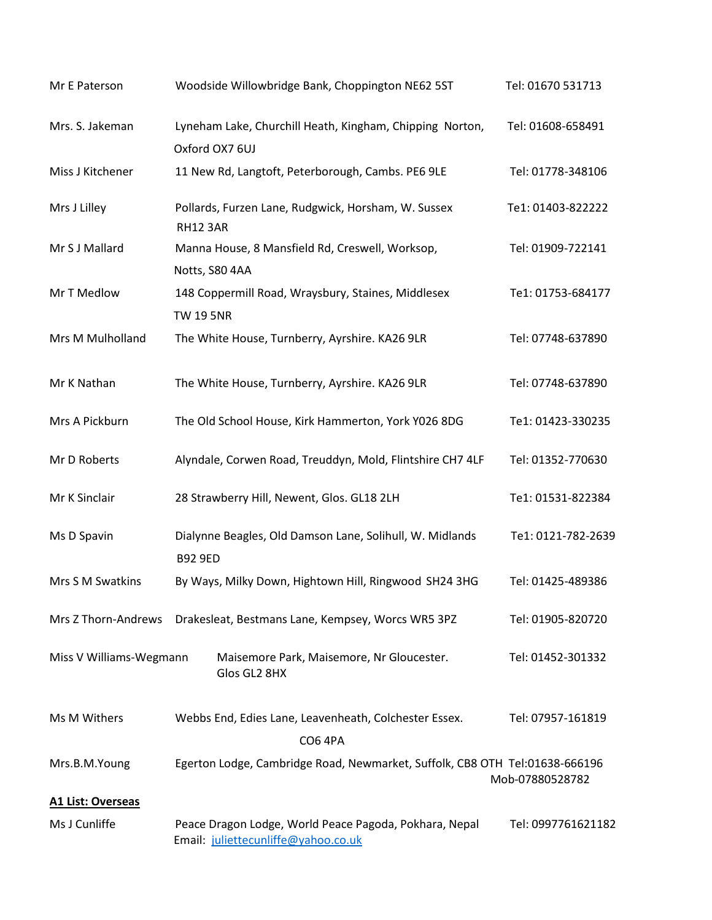| | | |
|---|---|---|
| Mr E Paterson | Woodside Willowbridge Bank, Choppington NE62 5ST | Tel: 01670 531713 |
| Mrs. S. Jakeman | Lyneham Lake, Churchill Heath, Kingham, Chipping Norton, Oxford OX7 6UJ | Tel: 01608-658491 |
| Miss J Kitchener | 11 New Rd, Langtoft, Peterborough, Cambs. PE6 9LE | Tel: 01778-348106 |
| Mrs J Lilley | Pollards, Furzen Lane, Rudgwick, Horsham, W. Sussex RH12 3AR | Te1: 01403-822222 |
| Mr S J Mallard | Manna House, 8 Mansfield Rd, Creswell, Worksop, Notts, S80 4AA | Tel: 01909-722141 |
| Mr T Medlow | 148 Coppermill Road, Wraysbury, Staines, Middlesex TW 19 5NR | Te1: 01753-684177 |
| Mrs M Mulholland | The White House, Turnberry, Ayrshire. KA26 9LR | Tel: 07748-637890 |
| Mr K Nathan | The White House, Turnberry, Ayrshire. KA26 9LR | Tel: 07748-637890 |
| Mrs A Pickburn | The Old School House, Kirk Hammerton, York Y026 8DG | Te1: 01423-330235 |
| Mr D Roberts | Alyndale, Corwen Road, Treuddyn, Mold, Flintshire CH7 4LF | Tel: 01352-770630 |
| Mr K Sinclair | 28 Strawberry Hill, Newent, Glos. GL18 2LH | Te1: 01531-822384 |
| Ms D Spavin | Dialynne Beagles, Old Damson Lane, Solihull, W. Midlands B92 9ED | Te1: 0121-782-2639 |
| Mrs S M Swatkins | By Ways, Milky Down, Hightown Hill, Ringwood SH24 3HG | Tel: 01425-489386 |
| Mrs Z Thorn-Andrews | Drakesleat, Bestmans Lane, Kempsey, Worcs WR5 3PZ | Tel: 01905-820720 |
| Miss V Williams-Wegmann | Maisemore Park, Maisemore, Nr Gloucester. Glos GL2 8HX | Tel: 01452-301332 |
| Ms M Withers | Webbs End, Edies Lane, Leavenheath, Colchester Essex. CO6 4PA | Tel: 07957-161819 |
| Mrs.B.M.Young | Egerton Lodge, Cambridge Road, Newmarket, Suffolk, CB8 OTH | Tel:01638-666196 Mob-07880528782 |

**A1 List: Overseas**

| | | |
|---|---|---|
| Ms J Cunliffe | Peace Dragon Lodge, World Peace Pagoda, Pokhara, Nepal Email: juliettecunliffe@yahoo.co.uk | Tel: 0997761621182 |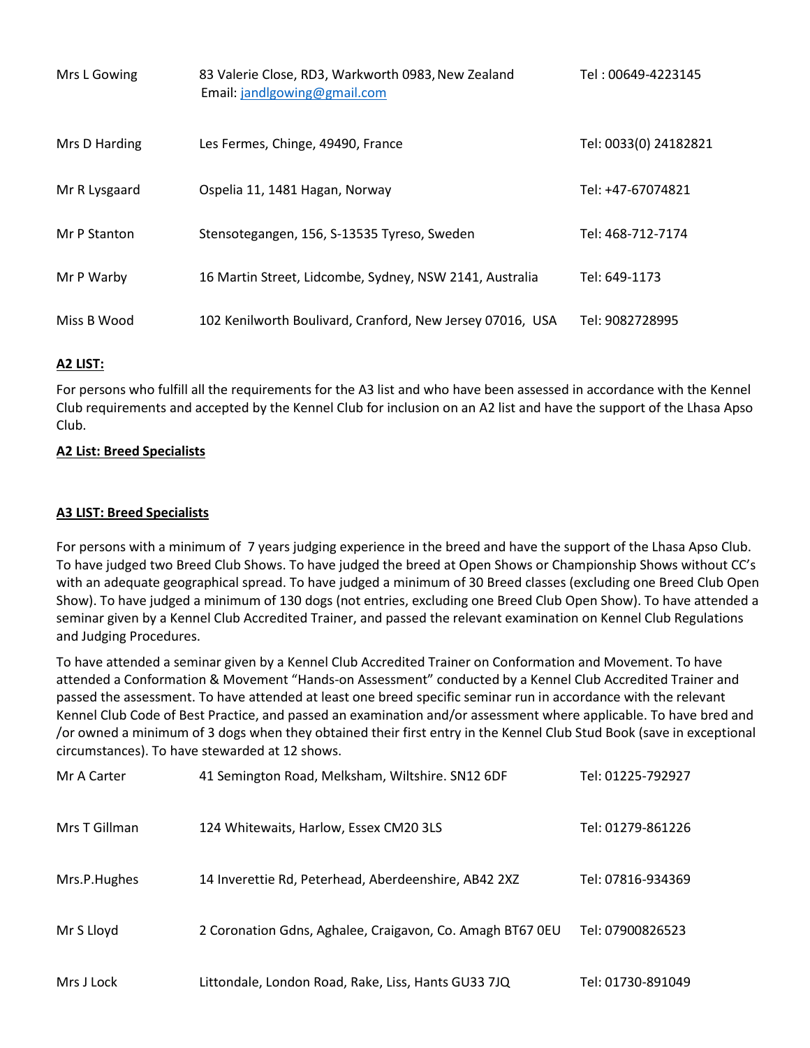| | | |
|---|---|---|
| Mrs L Gowing | 83 Valerie Close, RD3, Warkworth 0983, New Zealand<br>Email: jandlgowing@gmail.com | Tel : 00649-4223145 |
| Mrs D Harding | Les Fermes, Chinge, 49490, France | Tel: 0033(0) 24182821 |
| Mr R Lysgaard | Ospelia 11, 1481 Hagan, Norway | Tel: +47-67074821 |
| Mr P Stanton | Stensotegangen, 156, S-13535 Tyreso, Sweden | Tel: 468-712-7174 |
| Mr P Warby | 16 Martin Street, Lidcombe, Sydney, NSW 2141, Australia | Tel: 649-1173 |
| Miss B Wood | 102 Kenilworth Boulivard, Cranford, New Jersey 07016, USA | Tel: 9082728995 |

**A2 LIST:**

For persons who fulfill all the requirements for the A3 list and who have been assessed in accordance with the Kennel Club requirements and accepted by the Kennel Club for inclusion on an A2 list and have the support of the Lhasa Apso Club.

**A2 List: Breed Specialists**

**A3 LIST: Breed Specialists**

For persons with a minimum of 7 years judging experience in the breed and have the support of the Lhasa Apso Club. To have judged two Breed Club Shows. To have judged the breed at Open Shows or Championship Shows without CC's with an adequate geographical spread. To have judged a minimum of 30 Breed classes (excluding one Breed Club Open Show). To have judged a minimum of 130 dogs (not entries, excluding one Breed Club Open Show). To have attended a seminar given by a Kennel Club Accredited Trainer, and passed the relevant examination on Kennel Club Regulations and Judging Procedures.

To have attended a seminar given by a Kennel Club Accredited Trainer on Conformation and Movement. To have attended a Conformation & Movement "Hands-on Assessment" conducted by a Kennel Club Accredited Trainer and passed the assessment. To have attended at least one breed specific seminar run in accordance with the relevant Kennel Club Code of Best Practice, and passed an examination and/or assessment where applicable. To have bred and /or owned a minimum of 3 dogs when they obtained their first entry in the Kennel Club Stud Book (save in exceptional circumstances). To have stewarded at 12 shows.

| | | |
|---|---|---|
| Mr A Carter | 41 Semington Road, Melksham, Wiltshire. SN12 6DF | Tel: 01225-792927 |
| Mrs T Gillman | 124 Whitewaits, Harlow, Essex CM20 3LS | Tel: 01279-861226 |
| Mrs.P.Hughes | 14 Inverettie Rd, Peterhead, Aberdeenshire, AB42 2XZ | Tel: 07816-934369 |
| Mr S Lloyd | 2 Coronation Gdns, Aghalee, Craigavon, Co. Amagh BT67 0EU | Tel: 07900826523 |
| Mrs J Lock | Littondale, London Road, Rake, Liss, Hants GU33 7JQ | Tel: 01730-891049 |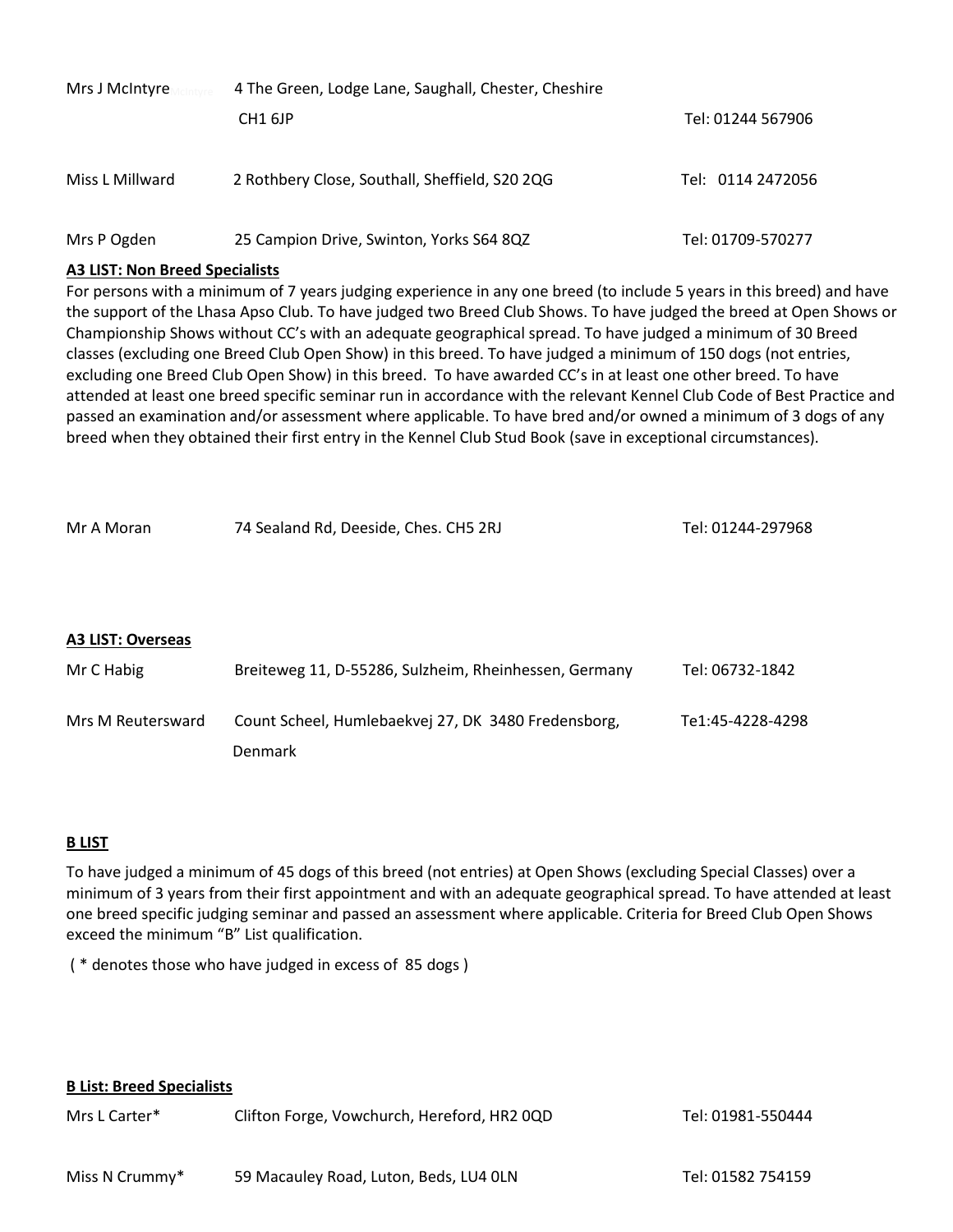| | | |
|---|---|---|
| Mrs J McIntyre | 4 The Green, Lodge Lane, Saughall, Chester, Cheshire CH1 6JP | Tel: 01244 567906 |
| Miss L Millward | 2 Rothbery Close, Southall, Sheffield, S20 2QG | Tel: 0114 2472056 |
| Mrs P Ogden | 25 Campion Drive, Swinton, Yorks S64 8QZ | Tel: 01709-570277 |

**A3 LIST: Non Breed Specialists**

For persons with a minimum of 7 years judging experience in any one breed (to include 5 years in this breed) and have the support of the Lhasa Apso Club. To have judged two Breed Club Shows. To have judged the breed at Open Shows or Championship Shows without CC's with an adequate geographical spread. To have judged a minimum of 30 Breed classes (excluding one Breed Club Open Show) in this breed. To have judged a minimum of 150 dogs (not entries, excluding one Breed Club Open Show) in this breed. To have awarded CC's in at least one other breed. To have attended at least one breed specific seminar run in accordance with the relevant Kennel Club Code of Best Practice and passed an examination and/or assessment where applicable. To have bred and/or owned a minimum of 3 dogs of any breed when they obtained their first entry in the Kennel Club Stud Book (save in exceptional circumstances).

| | | |
|---|---|---|
| Mr A Moran | 74 Sealand Rd, Deeside, Ches. CH5 2RJ | Tel: 01244-297968 |

**A3 LIST: Overseas**

| | | |
|---|---|---|
| Mr C Habig | Breiteweg 11, D-55286, Sulzheim, Rheinhessen, Germany | Tel: 06732-1842 |
| Mrs M Reutersward | Count Scheel, Humlebaekvej 27, DK 3480 Fredensborg, Denmark | Te1:45-4228-4298 |

**B LIST**

To have judged a minimum of 45 dogs of this breed (not entries) at Open Shows (excluding Special Classes) over a minimum of 3 years from their first appointment and with an adequate geographical spread. To have attended at least one breed specific judging seminar and passed an assessment where applicable. Criteria for Breed Club Open Shows exceed the minimum "B" List qualification.

( * denotes those who have judged in excess of 85 dogs )

**B List: Breed Specialists**

| | | |
|---|---|---|
| Mrs L Carter* | Clifton Forge, Vowchurch, Hereford, HR2 0QD | Tel: 01981-550444 |
| Miss N Crummy* | 59 Macauley Road, Luton, Beds, LU4 0LN | Tel: 01582 754159 |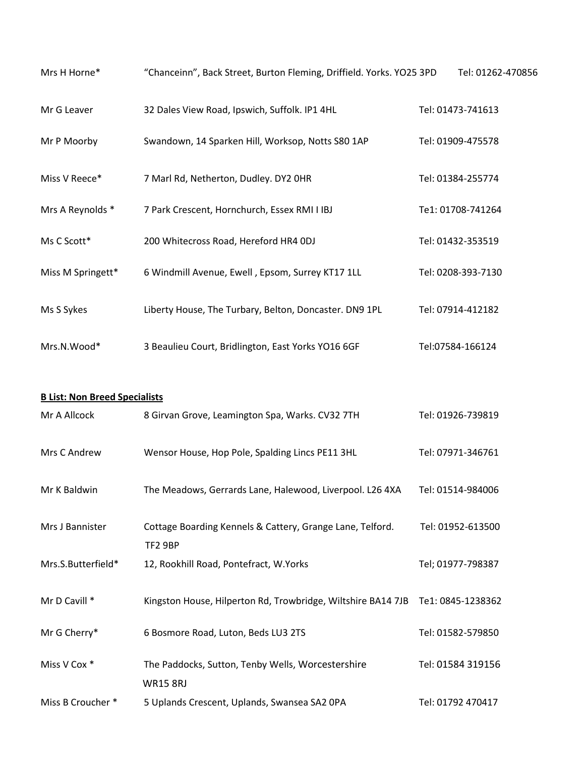| | | |
|---|---|---|
| Mrs H Horne* | "Chanceinn", Back Street, Burton Fleming, Driffield. Yorks. YO25 3PD | Tel: 01262-470856 |
| Mr G Leaver | 32 Dales View Road, Ipswich, Suffolk. IP1 4HL | Tel: 01473-741613 |
| Mr P Moorby | Swandown, 14 Sparken Hill, Worksop, Notts S80 1AP | Tel: 01909-475578 |
| Miss V Reece* | 7 Marl Rd, Netherton, Dudley. DY2 0HR | Tel: 01384-255774 |
| Mrs A Reynolds * | 7 Park Crescent, Hornchurch, Essex RMI I IBJ | Te1: 01708-741264 |
| Ms C Scott* | 200 Whitecross Road, Hereford HR4 0DJ | Tel: 01432-353519 |
| Miss M Springett* | 6 Windmill Avenue, Ewell , Epsom, Surrey KT17 1LL | Tel: 0208-393-7130 |
| Ms S Sykes | Liberty House, The Turbary, Belton, Doncaster. DN9 1PL | Tel: 07914-412182 |
| Mrs.N.Wood* | 3 Beaulieu Court, Bridlington, East Yorks YO16 6GF | Tel:07584-166124 |

**B List: Non Breed Specialists**

| | | |
|---|---|---|
| Mr A Allcock | 8 Girvan Grove, Leamington Spa, Warks. CV32 7TH | Tel: 01926-739819 |
| Mrs C Andrew | Wensor House, Hop Pole, Spalding Lincs PE11 3HL | Tel: 07971-346761 |
| Mr K Baldwin | The Meadows, Gerrards Lane, Halewood, Liverpool. L26 4XA | Tel: 01514-984006 |
| Mrs J Bannister | Cottage Boarding Kennels & Cattery, Grange Lane, Telford. TF2 9BP | Tel: 01952-613500 |
| Mrs.S.Butterfield* | 12, Rookhill Road, Pontefract, W.Yorks | Tel; 01977-798387 |
| Mr D Cavill * | Kingston House, Hilperton Rd, Trowbridge, Wiltshire BA14 7JB | Te1: 0845-1238362 |
| Mr G Cherry* | 6 Bosmore Road, Luton, Beds LU3 2TS | Tel: 01582-579850 |
| Miss V Cox * | The Paddocks, Sutton, Tenby Wells, Worcestershire WR15 8RJ | Tel: 01584 319156 |
| Miss B Croucher * | 5 Uplands Crescent, Uplands, Swansea SA2 0PA | Tel: 01792 470417 |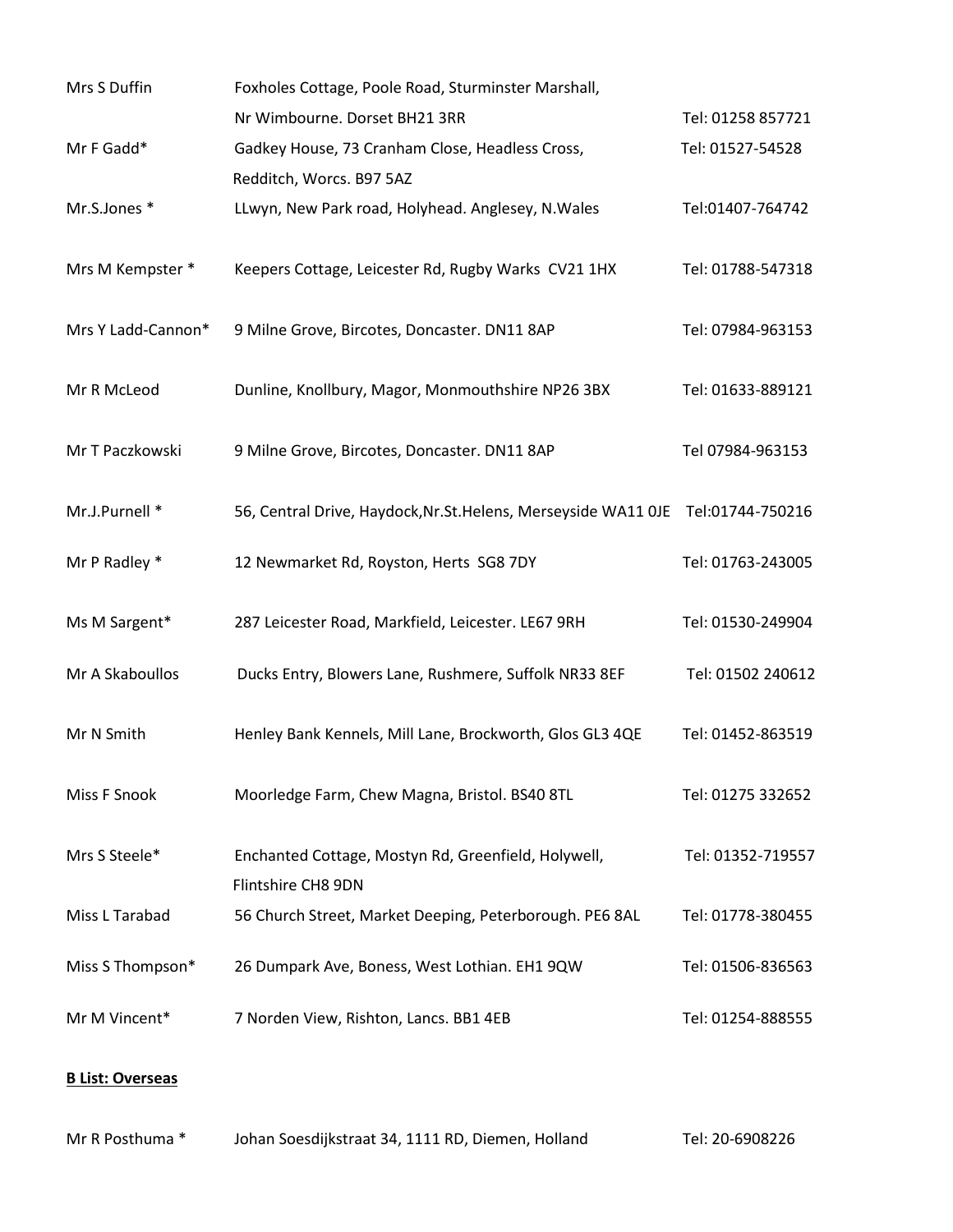| | | |
|---|---|---|
| Mrs S Duffin | Foxholes Cottage, Poole Road, Sturminster Marshall, Nr Wimbourne. Dorset BH21 3RR | Tel: 01258 857721 |
| Mr F Gadd* | Gadkey House, 73 Cranham Close, Headless Cross, Redditch, Worcs. B97 5AZ | Tel: 01527-54528 |
| Mr.S.Jones * | LLwyn, New Park road, Holyhead. Anglesey, N.Wales | Tel:01407-764742 |
| Mrs M Kempster * | Keepers Cottage, Leicester Rd, Rugby Warks CV21 1HX | Tel: 01788-547318 |
| Mrs Y Ladd-Cannon* | 9 Milne Grove, Bircotes, Doncaster. DN11 8AP | Tel: 07984-963153 |
| Mr R McLeod | Dunline, Knollbury, Magor, Monmouthshire NP26 3BX | Tel: 01633-889121 |
| Mr T Paczkowski | 9 Milne Grove, Bircotes, Doncaster. DN11 8AP | Tel 07984-963153 |
| Mr.J.Purnell * | 56, Central Drive, Haydock,Nr.St.Helens, Merseyside WA11 0JE | Tel:01744-750216 |
| Mr P Radley * | 12 Newmarket Rd, Royston, Herts SG8 7DY | Tel: 01763-243005 |
| Ms M Sargent* | 287 Leicester Road, Markfield, Leicester. LE67 9RH | Tel: 01530-249904 |
| Mr A Skaboullos | Ducks Entry, Blowers Lane, Rushmere, Suffolk NR33 8EF | Tel: 01502 240612 |
| Mr N Smith | Henley Bank Kennels, Mill Lane, Brockworth, Glos GL3 4QE | Tel: 01452-863519 |
| Miss F Snook | Moorledge Farm, Chew Magna, Bristol. BS40 8TL | Tel: 01275 332652 |
| Mrs S Steele* | Enchanted Cottage, Mostyn Rd, Greenfield, Holywell, Flintshire CH8 9DN | Tel: 01352-719557 |
| Miss L Tarabad | 56 Church Street, Market Deeping, Peterborough. PE6 8AL | Tel: 01778-380455 |
| Miss S Thompson* | 26 Dumpark Ave, Boness, West Lothian. EH1 9QW | Tel: 01506-836563 |
| Mr M Vincent* | 7 Norden View, Rishton, Lancs. BB1 4EB | Tel: 01254-888555 |

**B List: Overseas**

| | | |
|---|---|---|
| Mr R Posthuma * | Johan Soesdijkstraat 34, 1111 RD, Diemen, Holland | Tel: 20-6908226 |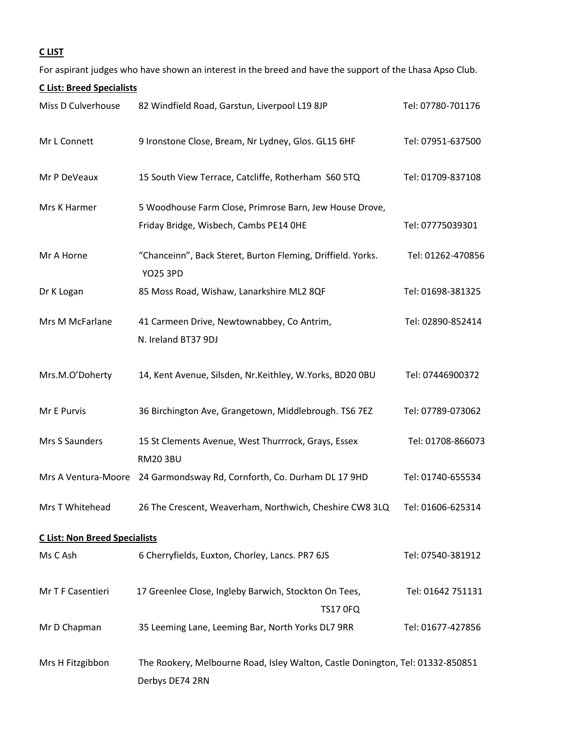**C LIST**

For aspirant judges who have shown an interest in the breed and have the support of the Lhasa Apso Club.

**C List: Breed Specialists**

| | | |
|---|---|---|
| Miss D Culverhouse | 82 Windfield Road, Garstun, Liverpool L19 8JP | Tel: 07780-701176 |
| Mr L Connett | 9 Ironstone Close, Bream, Nr Lydney, Glos. GL15 6HF | Tel: 07951-637500 |
| Mr P DeVeaux | 15 South View Terrace, Catcliffe, Rotherham S60 5TQ | Tel: 01709-837108 |
| Mrs K Harmer | 5 Woodhouse Farm Close, Primrose Barn, Jew House Drove, Friday Bridge, Wisbech, Cambs PE14 0HE | Tel: 07775039301 |
| Mr A Horne | "Chanceinn", Back Steret, Burton Fleming, Driffield. Yorks. YO25 3PD | Tel: 01262-470856 |
| Dr K Logan | 85 Moss Road, Wishaw, Lanarkshire ML2 8QF | Tel: 01698-381325 |
| Mrs M McFarlane | 41 Carmeen Drive, Newtownabbey, Co Antrim, N. Ireland BT37 9DJ | Tel: 02890-852414 |
| Mrs.M.O'Doherty | 14, Kent Avenue, Silsden, Nr.Keithley, W.Yorks, BD20 0BU | Tel: 07446900372 |
| Mr E Purvis | 36 Birchington Ave, Grangetown, Middlebrough. TS6 7EZ | Tel: 07789-073062 |
| Mrs S Saunders | 15 St Clements Avenue, West Thurrrock, Grays, Essex RM20 3BU | Tel: 01708-866073 |
| Mrs A Ventura-Moore | 24 Garmondsway Rd, Cornforth, Co. Durham DL 17 9HD | Tel: 01740-655534 |
| Mrs T Whitehead | 26 The Crescent, Weaverham, Northwich, Cheshire CW8 3LQ | Tel: 01606-625314 |

**C List: Non Breed Specialists**

| | | |
|---|---|---|
| Ms C Ash | 6 Cherryfields, Euxton, Chorley, Lancs. PR7 6JS | Tel: 07540-381912 |
| Mr T F Casentieri | 17 Greenlee Close, Ingleby Barwich, Stockton On Tees, TS17 0FQ | Tel: 01642 751131 |
| Mr D Chapman | 35 Leeming Lane, Leeming Bar, North Yorks DL7 9RR | Tel: 01677-427856 |
| Mrs H Fitzgibbon | The Rookery, Melbourne Road, Isley Walton, Castle Donington, Derbys DE74 2RN | Tel: 01332-850851 |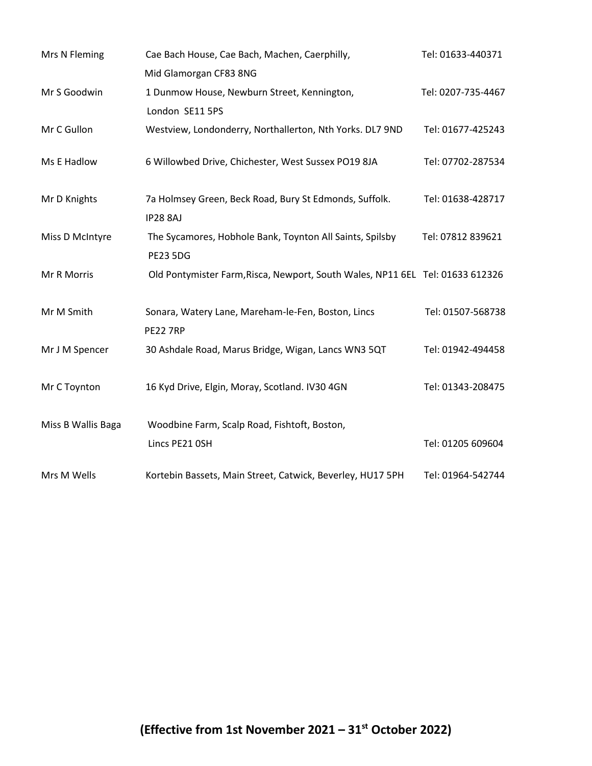| | | |
|---|---|---|
| Mrs N Fleming | Cae Bach House, Cae Bach, Machen, Caerphilly, Mid Glamorgan CF83 8NG | Tel: 01633-440371 |
| Mr S Goodwin | 1 Dunmow House, Newburn Street, Kennington, London SE11 5PS | Tel: 0207-735-4467 |
| Mr C Gullon | Westview, Londonderry, Northallerton, Nth Yorks. DL7 9ND | Tel: 01677-425243 |
| Ms E Hadlow | 6 Willowbed Drive, Chichester, West Sussex PO19 8JA | Tel: 07702-287534 |
| Mr D Knights | 7a Holmsey Green, Beck Road, Bury St Edmonds, Suffolk. IP28 8AJ | Tel: 01638-428717 |
| Miss D McIntyre | The Sycamores, Hobhole Bank, Toynton All Saints, Spilsby PE23 5DG | Tel: 07812 839621 |
| Mr R Morris | Old Pontymister Farm,Risca, Newport, South Wales, NP11 6EL | Tel: 01633 612326 |
| Mr M Smith | Sonara, Watery Lane, Mareham-le-Fen, Boston, Lincs PE22 7RP | Tel: 01507-568738 |
| Mr J M Spencer | 30 Ashdale Road, Marus Bridge, Wigan, Lancs WN3 5QT | Tel: 01942-494458 |
| Mr C Toynton | 16 Kyd Drive, Elgin, Moray, Scotland. IV30 4GN | Tel: 01343-208475 |
| Miss B Wallis Baga | Woodbine Farm, Scalp Road, Fishtoft, Boston, Lincs PE21 0SH | Tel: 01205 609604 |
| Mrs M Wells | Kortebin Bassets, Main Street, Catwick, Beverley, HU17 5PH | Tel: 01964-542744 |

**(Effective from 1st November 2021 – 31st October 2022)**